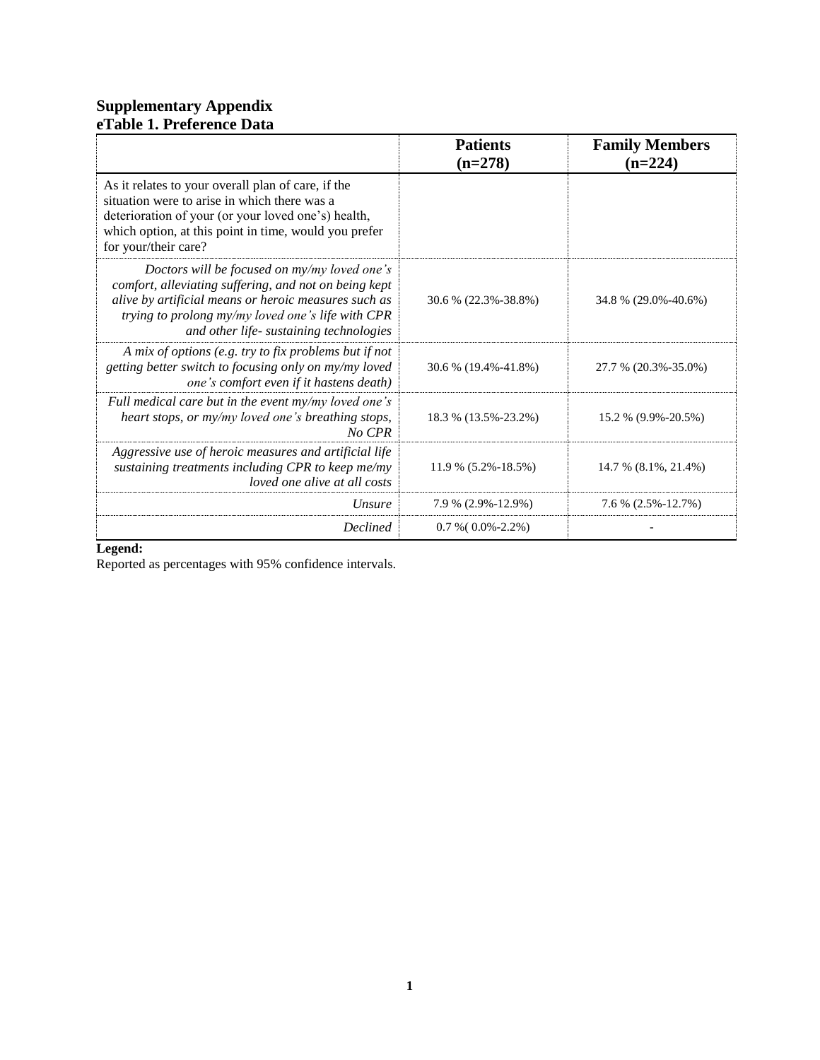**Supplementary Appendix**
**eTable 1. Preference Data**

| | **Patients (n=278)** | **Family Members (n=224)** |
|---|---|---|
| As it relates to your overall plan of care, if the situation were to arise in which there was a deterioration of your (or your loved one's) health, which option, at this point in time, would you prefer for your/their care? | | |
| *Doctors will be focused on my/my loved one's comfort, alleviating suffering, and not on being kept alive by artificial means or heroic measures such as trying to prolong my/my loved one's life with CPR and other life- sustaining technologies* | 30.6 % (22.3%-38.8%) | 34.8 % (29.0%-40.6%) |
| *A mix of options (e.g. try to fix problems but if not getting better switch to focusing only on my/my loved one's comfort even if it hastens death)* | 30.6 % (19.4%-41.8%) | 27.7 % (20.3%-35.0%) |
| *Full medical care but in the event my/my loved one's heart stops, or my/my loved one's breathing stops, No CPR* | 18.3 % (13.5%-23.2%) | 15.2 % (9.9%-20.5%) |
| *Aggressive use of heroic measures and artificial life sustaining treatments including CPR to keep me/my loved one alive at all costs* | 11.9 % (5.2%-18.5%) | 14.7 % (8.1%, 21.4%) |
| *Unsure* | 7.9 % (2.9%-12.9%) | 7.6 % (2.5%-12.7%) |
| *Declined* | 0.7 %( 0.0%-2.2%) | - |

**Legend:**
Reported as percentages with 95% confidence intervals.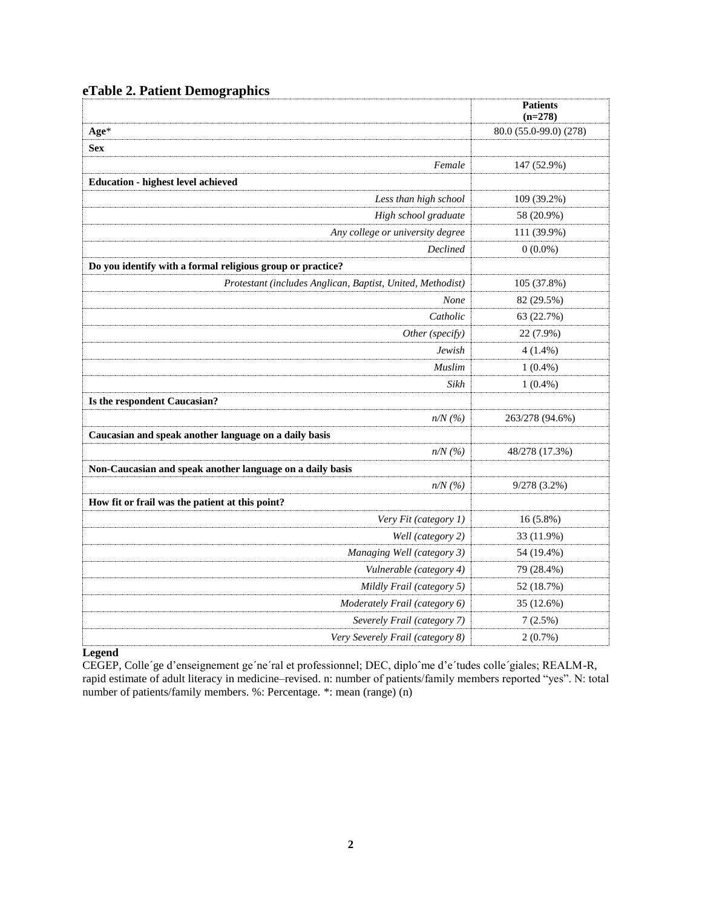## eTable 2. Patient Demographics

| | Patients (n=278) |
|---|---|
| **Age*** | 80.0 (55.0-99.0) (278) |
| **Sex** | |
| *Female* | 147 (52.9%) |
| **Education - highest level achieved** | |
| *Less than high school* | 109 (39.2%) |
| *High school graduate* | 58 (20.9%) |
| *Any college or university degree* | 111 (39.9%) |
| *Declined* | 0 (0.0%) |
| **Do you identify with a formal religious group or practice?** | |
| *Protestant (includes Anglican, Baptist, United, Methodist)* | 105 (37.8%) |
| *None* | 82 (29.5%) |
| *Catholic* | 63 (22.7%) |
| *Other (specify)* | 22 (7.9%) |
| *Jewish* | 4 (1.4%) |
| *Muslim* | 1 (0.4%) |
| *Sikh* | 1 (0.4%) |
| **Is the respondent Caucasian?** | |
| *n/N (%)* | 263/278 (94.6%) |
| **Caucasian and speak another language on a daily basis** | |
| *n/N (%)* | 48/278 (17.3%) |
| **Non-Caucasian and speak another language on a daily basis** | |
| *n/N (%)* | 9/278 (3.2%) |
| **How fit or frail was the patient at this point?** | |
| *Very Fit (category 1)* | 16 (5.8%) |
| *Well (category 2)* | 33 (11.9%) |
| *Managing Well (category 3)* | 54 (19.4%) |
| *Vulnerable (category 4)* | 79 (28.4%) |
| *Mildly Frail (category 5)* | 52 (18.7%) |
| *Moderately Frail (category 6)* | 35 (12.6%) |
| *Severely Frail (category 7)* | 7 (2.5%) |
| *Very Severely Frail (category 8)* | 2 (0.7%) |

**Legend**

CEGEP, Collège d'enseignement général et professionnel; DEC, diplôme d'études collégiales; REALM-R, rapid estimate of adult literacy in medicine–revised. n: number of patients/family members reported "yes". N: total number of patients/family members. %: Percentage. *: mean (range) (n)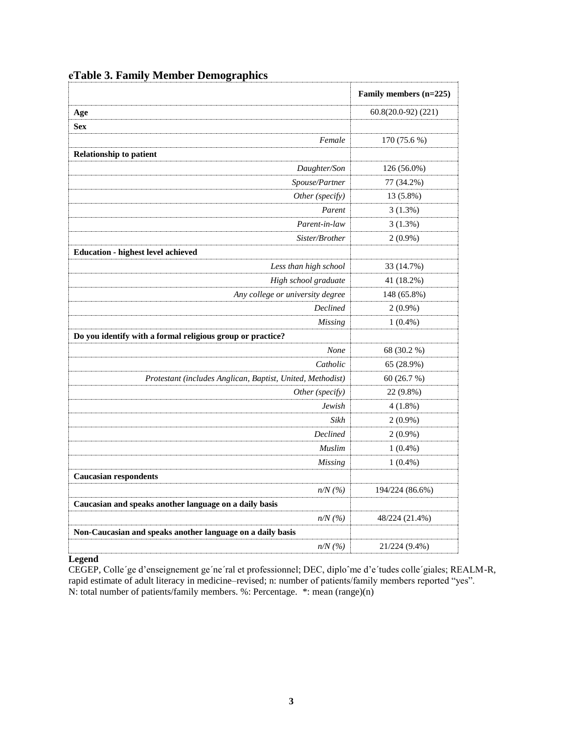## eTable 3. Family Member Demographics

| | Family members (n=225) |
|---|---|
| **Age** | 60.8(20.0-92) (221) |
| **Sex** | |
| *Female* | 170 (75.6 %) |
| **Relationship to patient** | |
| *Daughter/Son* | 126 (56.0%) |
| *Spouse/Partner* | 77 (34.2%) |
| *Other (specify)* | 13 (5.8%) |
| *Parent* | 3 (1.3%) |
| *Parent-in-law* | 3 (1.3%) |
| *Sister/Brother* | 2 (0.9%) |
| **Education - highest level achieved** | |
| *Less than high school* | 33 (14.7%) |
| *High school graduate* | 41 (18.2%) |
| *Any college or university degree* | 148 (65.8%) |
| *Declined* | 2 (0.9%) |
| *Missing* | 1 (0.4%) |
| **Do you identify with a formal religious group or practice?** | |
| *None* | 68 (30.2 %) |
| *Catholic* | 65 (28.9%) |
| *Protestant (includes Anglican, Baptist, United, Methodist)* | 60 (26.7 %) |
| *Other (specify)* | 22 (9.8%) |
| *Jewish* | 4 (1.8%) |
| *Sikh* | 2 (0.9%) |
| *Declined* | 2 (0.9%) |
| *Muslim* | 1 (0.4%) |
| *Missing* | 1 (0.4%) |
| **Caucasian respondents** | |
| *n/N (%)* | 194/224 (86.6%) |
| **Caucasian and speaks another language on a daily basis** | |
| *n/N (%)* | 48/224 (21.4%) |
| **Non-Caucasian and speaks another language on a daily basis** | |
| *n/N (%)* | 21/224 (9.4%) |

**Legend**

CEGEP, Colle´ge d'enseignement ge´ne´ral et professionnel; DEC, diploˆme d'e´tudes colle´giales; REALM-R, rapid estimate of adult literacy in medicine–revised; n: number of patients/family members reported "yes". N: total number of patients/family members. %: Percentage. *: mean (range)(n)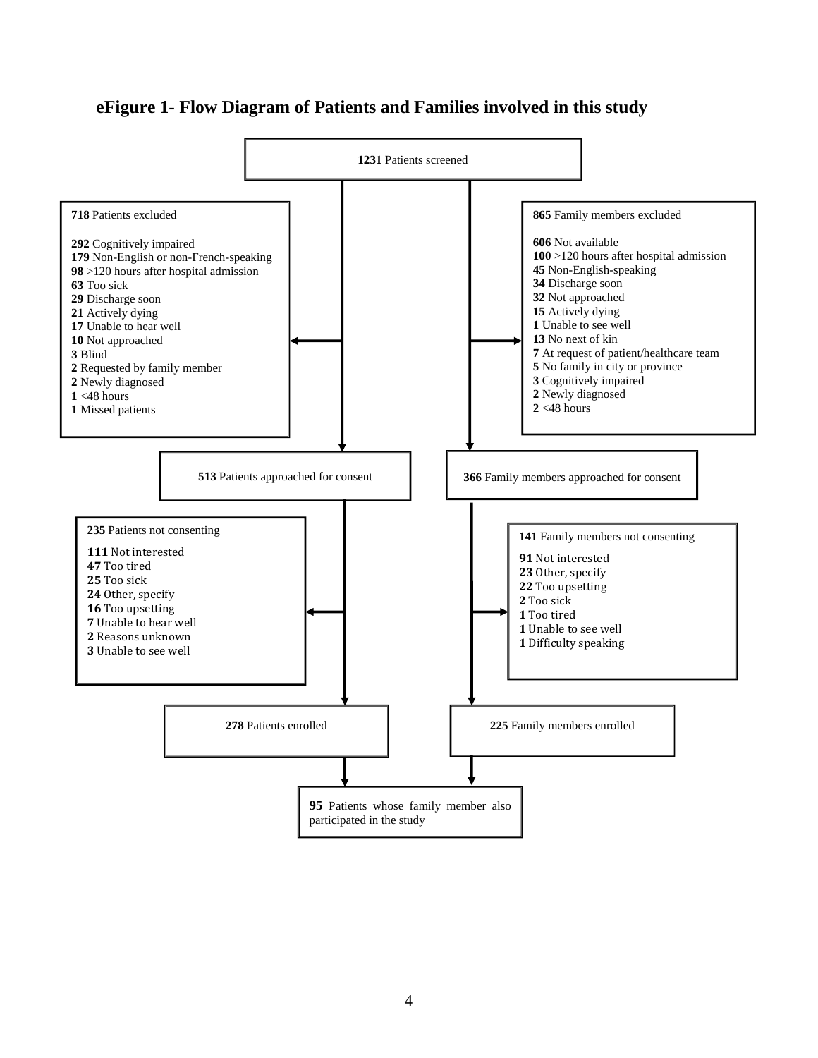## eFigure 1- Flow Diagram of Patients and Families involved in this study

**1231** Patients screened

**718** Patients excluded

**292** Cognitively impaired
**179** Non-English or non-French-speaking
**98** >120 hours after hospital admission
**63** Too sick
**29** Discharge soon
**21** Actively dying
**17** Unable to hear well
**10** Not approached
**3** Blind
**2** Requested by family member
**2** Newly diagnosed
**1** <48 hours
**1** Missed patients

**865** Family members excluded

**606** Not available
**100** >120 hours after hospital admission
**45** Non-English-speaking
**34** Discharge soon
**32** Not approached
**15** Actively dying
**1** Unable to see well
**13** No next of kin
**7** At request of patient/healthcare team
**5** No family in city or province
**3** Cognitively impaired
**2** Newly diagnosed
**2** <48 hours

**513** Patients approached for consent

**366** Family members approached for consent

**235** Patients not consenting

**111** Not interested
**47** Too tired
**25** Too sick
**24** Other, specify
**16** Too upsetting
**7** Unable to hear well
**2** Reasons unknown
**3** Unable to see well

**141** Family members not consenting

**91** Not interested
**23** Other, specify
**22** Too upsetting
**2** Too sick
**1** Too tired
**1** Unable to see well
**1** Difficulty speaking

**278** Patients enrolled

**225** Family members enrolled

**95** Patients whose family member also participated in the study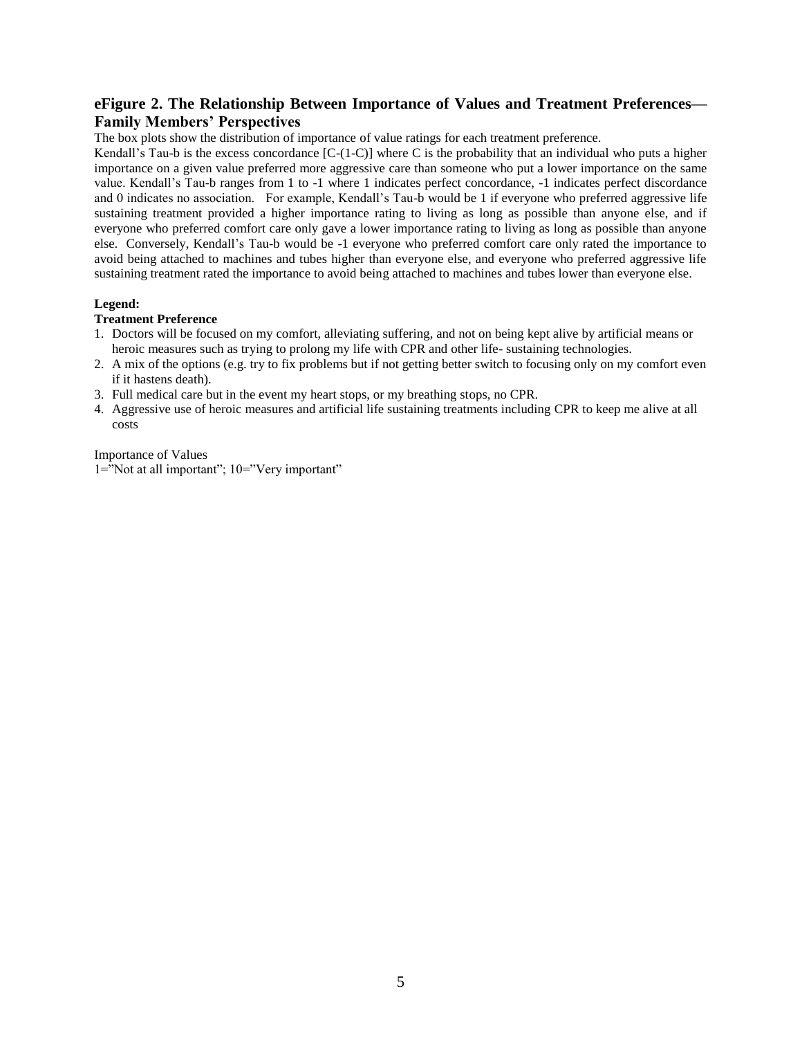## eFigure 2. The Relationship Between Importance of Values and Treatment Preferences—Family Members' Perspectives

The box plots show the distribution of importance of value ratings for each treatment preference.

Kendall's Tau-b is the excess concordance [C-(1-C)] where C is the probability that an individual who puts a higher importance on a given value preferred more aggressive care than someone who put a lower importance on the same value. Kendall's Tau-b ranges from 1 to -1 where 1 indicates perfect concordance, -1 indicates perfect discordance and 0 indicates no association. For example, Kendall's Tau-b would be 1 if everyone who preferred aggressive life sustaining treatment provided a higher importance rating to living as long as possible than anyone else, and if everyone who preferred comfort care only gave a lower importance rating to living as long as possible than anyone else. Conversely, Kendall's Tau-b would be -1 everyone who preferred comfort care only rated the importance to avoid being attached to machines and tubes higher than everyone else, and everyone who preferred aggressive life sustaining treatment rated the importance to avoid being attached to machines and tubes lower than everyone else.

**Legend:**

**Treatment Preference**

1. Doctors will be focused on my comfort, alleviating suffering, and not on being kept alive by artificial means or heroic measures such as trying to prolong my life with CPR and other life- sustaining technologies.
2. A mix of the options (e.g. try to fix problems but if not getting better switch to focusing only on my comfort even if it hastens death).
3. Full medical care but in the event my heart stops, or my breathing stops, no CPR.
4. Aggressive use of heroic measures and artificial life sustaining treatments including CPR to keep me alive at all costs

Importance of Values

1="Not at all important"; 10="Very important"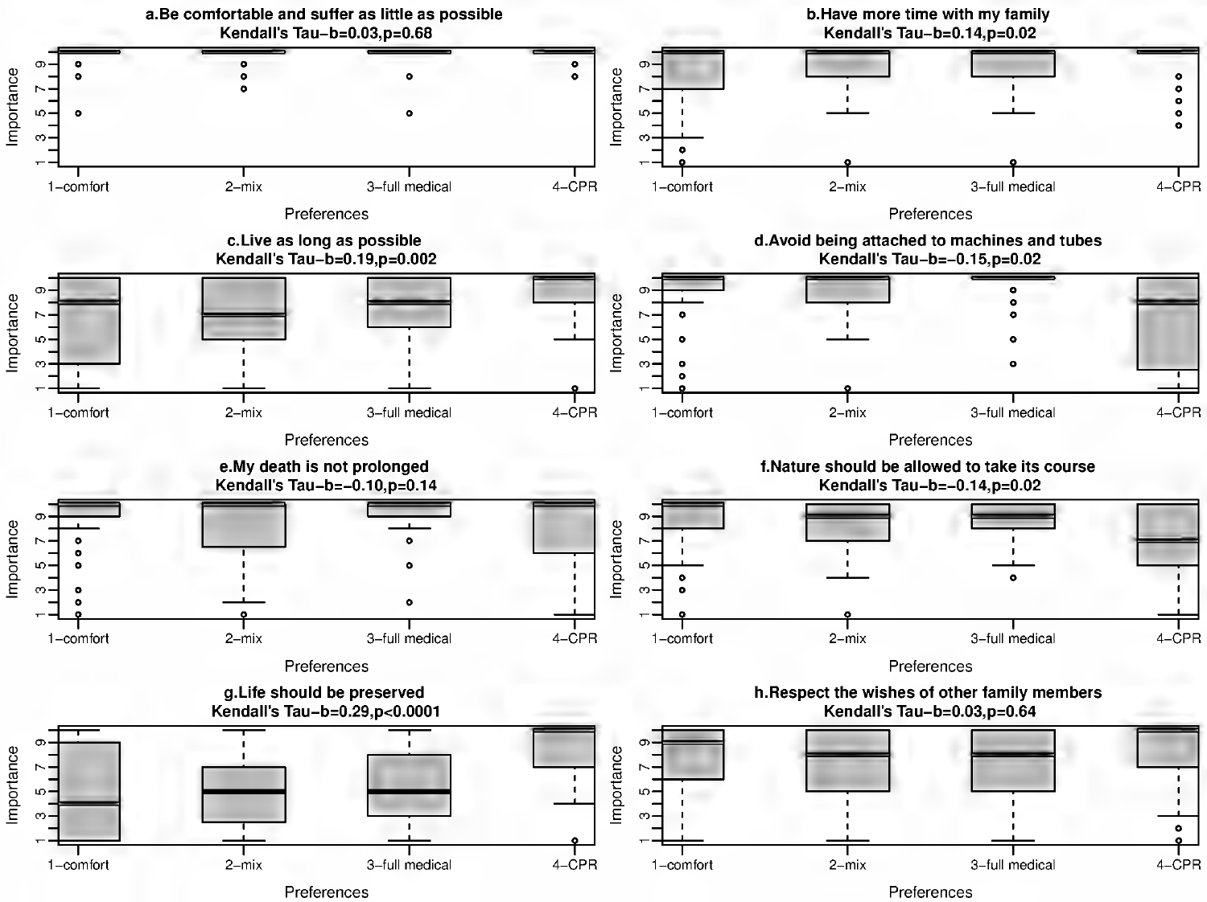a.Be comfortable and suffer as little as possible
Kendall's Tau-b=0.03,p=0.68

b.Have more time with my family
Kendall's Tau-b=0.14,p=0.02

c.Live as long as possible
Kendall's Tau-b=0.19,p=0.002

d.Avoid being attached to machines and tubes
Kendall's Tau-b=−0.15,p=0.02

e.My death is not prolonged
Kendall's Tau-b=−0.10,p=0.14

f.Nature should be allowed to take its course
Kendall's Tau-b=−0.14,p=0.02

g.Life should be preserved
Kendall's Tau-b=0.29,p<0.0001

h.Respect the wishes of other family members
Kendall's Tau-b=0.03,p=0.64

Importance

1 3 5 7 9

Preferences

1−comfort 2−mix 3−full medical 4−CPR